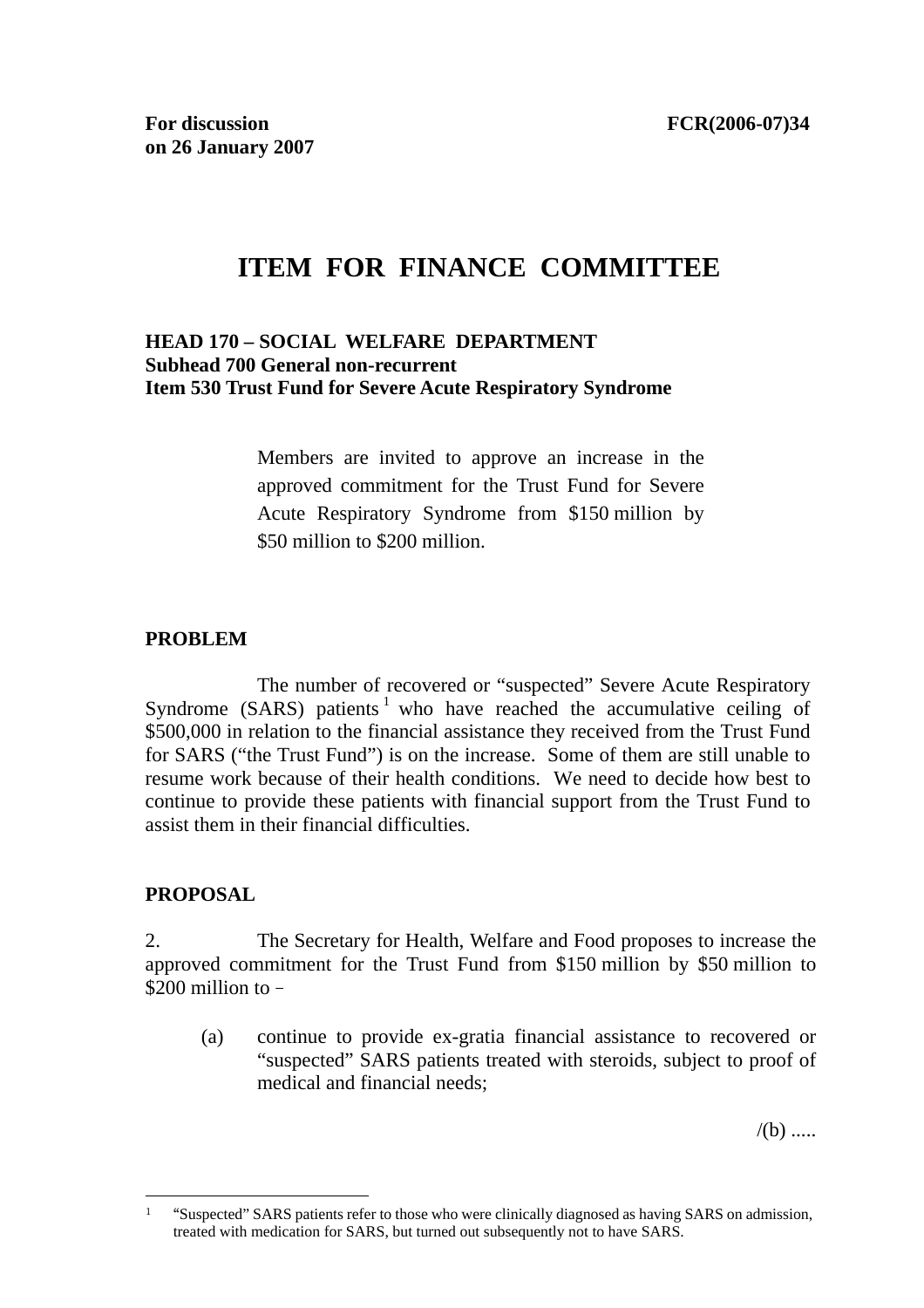**For discussion on 26 January 2007** **FCR(2006-07)34**

# ITEM FOR FINANCE COMMITTEE

**HEAD 170 – SOCIAL WELFARE DEPARTMENT**
**Subhead 700 General non-recurrent**
**Item 530 Trust Fund for Severe Acute Respiratory Syndrome**

> Members are invited to approve an increase in the approved commitment for the Trust Fund for Severe Acute Respiratory Syndrome from $150 million by $50 million to $200 million.

## PROBLEM

The number of recovered or "suspected" Severe Acute Respiratory Syndrome (SARS) patients[1] who have reached the accumulative ceiling of $500,000 in relation to the financial assistance they received from the Trust Fund for SARS ("the Trust Fund") is on the increase. Some of them are still unable to resume work because of their health conditions. We need to decide how best to continue to provide these patients with financial support from the Trust Fund to assist them in their financial difficulties.

## PROPOSAL

2. The Secretary for Health, Welfare and Food proposes to increase the approved commitment for the Trust Fund from $150 million by $50 million to $200 million to –

(a) continue to provide ex-gratia financial assistance to recovered or "suspected" SARS patients treated with steroids, subject to proof of medical and financial needs;

/(b) .....

---

[1] "Suspected" SARS patients refer to those who were clinically diagnosed as having SARS on admission, treated with medication for SARS, but turned out subsequently not to have SARS.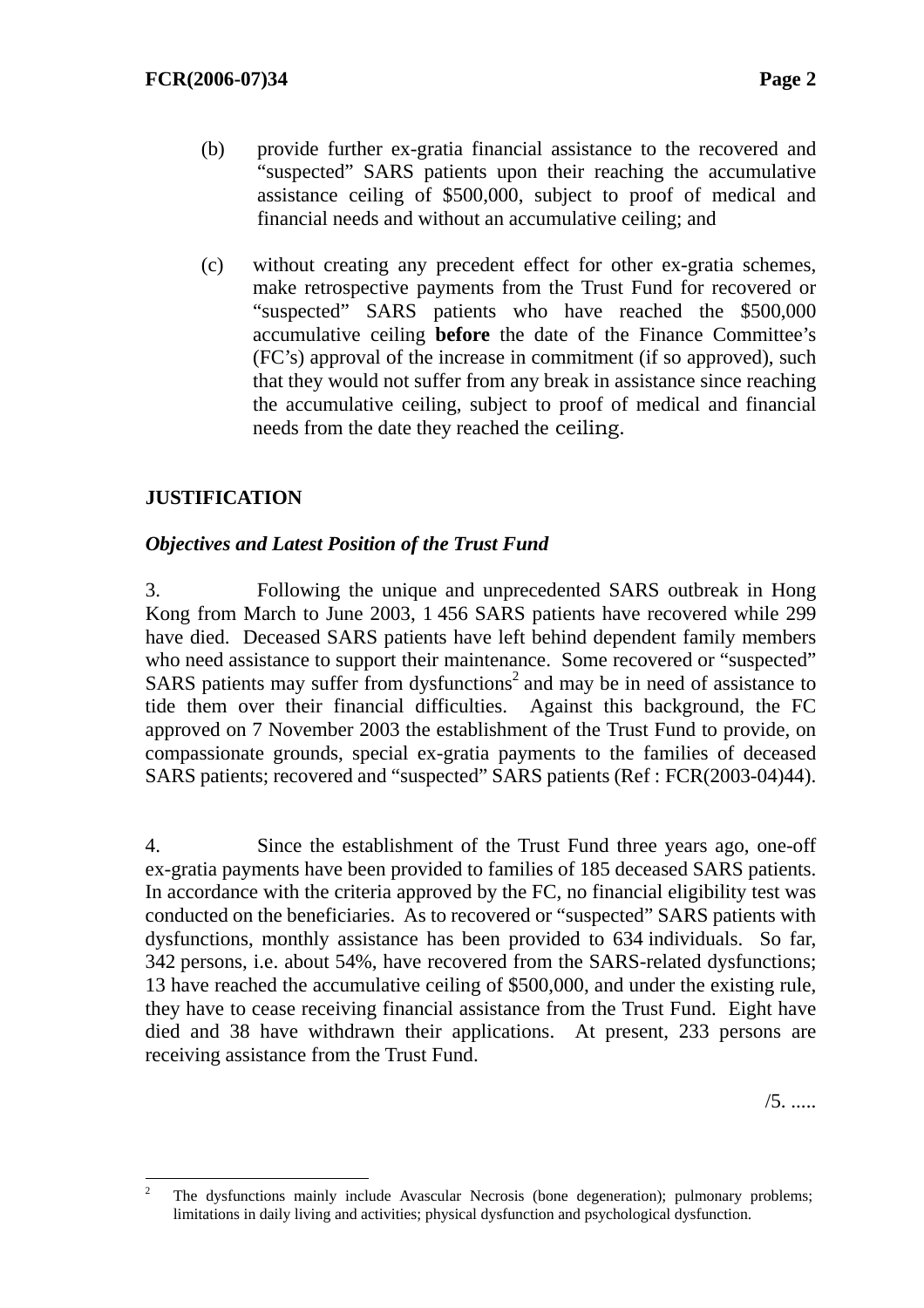(b) provide further ex-gratia financial assistance to the recovered and "suspected" SARS patients upon their reaching the accumulative assistance ceiling of $500,000, subject to proof of medical and financial needs and without an accumulative ceiling; and

(c) without creating any precedent effect for other ex-gratia schemes, make retrospective payments from the Trust Fund for recovered or "suspected" SARS patients who have reached the $500,000 accumulative ceiling **before** the date of the Finance Committee's (FC's) approval of the increase in commitment (if so approved), such that they would not suffer from any break in assistance since reaching the accumulative ceiling, subject to proof of medical and financial needs from the date they reached the ceiling.

## JUSTIFICATION

### *Objectives and Latest Position of the Trust Fund*

3. Following the unique and unprecedented SARS outbreak in Hong Kong from March to June 2003, 1 456 SARS patients have recovered while 299 have died. Deceased SARS patients have left behind dependent family members who need assistance to support their maintenance. Some recovered or "suspected" SARS patients may suffer from dysfunctions[2] and may be in need of assistance to tide them over their financial difficulties. Against this background, the FC approved on 7 November 2003 the establishment of the Trust Fund to provide, on compassionate grounds, special ex-gratia payments to the families of deceased SARS patients; recovered and "suspected" SARS patients (Ref : FCR(2003-04)44).

4. Since the establishment of the Trust Fund three years ago, one-off ex-gratia payments have been provided to families of 185 deceased SARS patients. In accordance with the criteria approved by the FC, no financial eligibility test was conducted on the beneficiaries. As to recovered or "suspected" SARS patients with dysfunctions, monthly assistance has been provided to 634 individuals. So far, 342 persons, i.e. about 54%, have recovered from the SARS-related dysfunctions; 13 have reached the accumulative ceiling of $500,000, and under the existing rule, they have to cease receiving financial assistance from the Trust Fund. Eight have died and 38 have withdrawn their applications. At present, 233 persons are receiving assistance from the Trust Fund.

/5. .....

---

[2] The dysfunctions mainly include Avascular Necrosis (bone degeneration); pulmonary problems; limitations in daily living and activities; physical dysfunction and psychological dysfunction.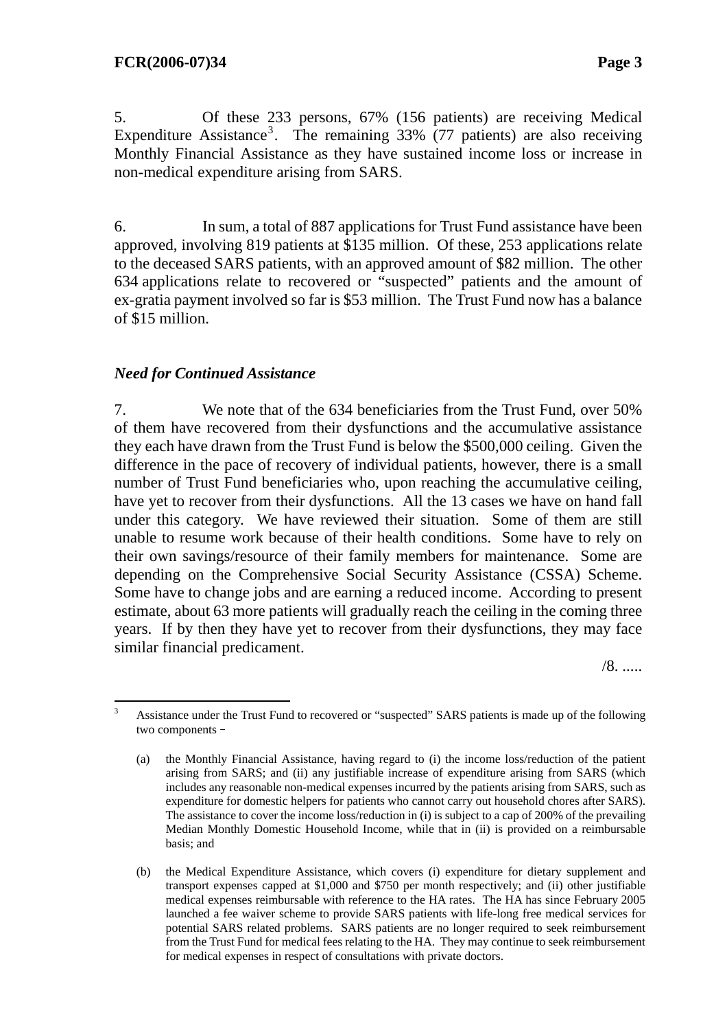5. Of these 233 persons, 67% (156 patients) are receiving Medical Expenditure Assistance[3]. The remaining 33% (77 patients) are also receiving Monthly Financial Assistance as they have sustained income loss or increase in non-medical expenditure arising from SARS.

6. In sum, a total of 887 applications for Trust Fund assistance have been approved, involving 819 patients at $135 million. Of these, 253 applications relate to the deceased SARS patients, with an approved amount of $82 million. The other 634 applications relate to recovered or "suspected" patients and the amount of ex-gratia payment involved so far is $53 million. The Trust Fund now has a balance of $15 million.

### *Need for Continued Assistance*

7. We note that of the 634 beneficiaries from the Trust Fund, over 50% of them have recovered from their dysfunctions and the accumulative assistance they each have drawn from the Trust Fund is below the $500,000 ceiling. Given the difference in the pace of recovery of individual patients, however, there is a small number of Trust Fund beneficiaries who, upon reaching the accumulative ceiling, have yet to recover from their dysfunctions. All the 13 cases we have on hand fall under this category. We have reviewed their situation. Some of them are still unable to resume work because of their health conditions. Some have to rely on their own savings/resource of their family members for maintenance. Some are depending on the Comprehensive Social Security Assistance (CSSA) Scheme. Some have to change jobs and are earning a reduced income. According to present estimate, about 63 more patients will gradually reach the ceiling in the coming three years. If by then they have yet to recover from their dysfunctions, they may face similar financial predicament.

/8. .....

---

[3] Assistance under the Trust Fund to recovered or "suspected" SARS patients is made up of the following two components –

(a) the Monthly Financial Assistance, having regard to (i) the income loss/reduction of the patient arising from SARS; and (ii) any justifiable increase of expenditure arising from SARS (which includes any reasonable non-medical expenses incurred by the patients arising from SARS, such as expenditure for domestic helpers for patients who cannot carry out household chores after SARS). The assistance to cover the income loss/reduction in (i) is subject to a cap of 200% of the prevailing Median Monthly Domestic Household Income, while that in (ii) is provided on a reimbursable basis; and

(b) the Medical Expenditure Assistance, which covers (i) expenditure for dietary supplement and transport expenses capped at $1,000 and $750 per month respectively; and (ii) other justifiable medical expenses reimbursable with reference to the HA rates. The HA has since February 2005 launched a fee waiver scheme to provide SARS patients with life-long free medical services for potential SARS related problems. SARS patients are no longer required to seek reimbursement from the Trust Fund for medical fees relating to the HA. They may continue to seek reimbursement for medical expenses in respect of consultations with private doctors.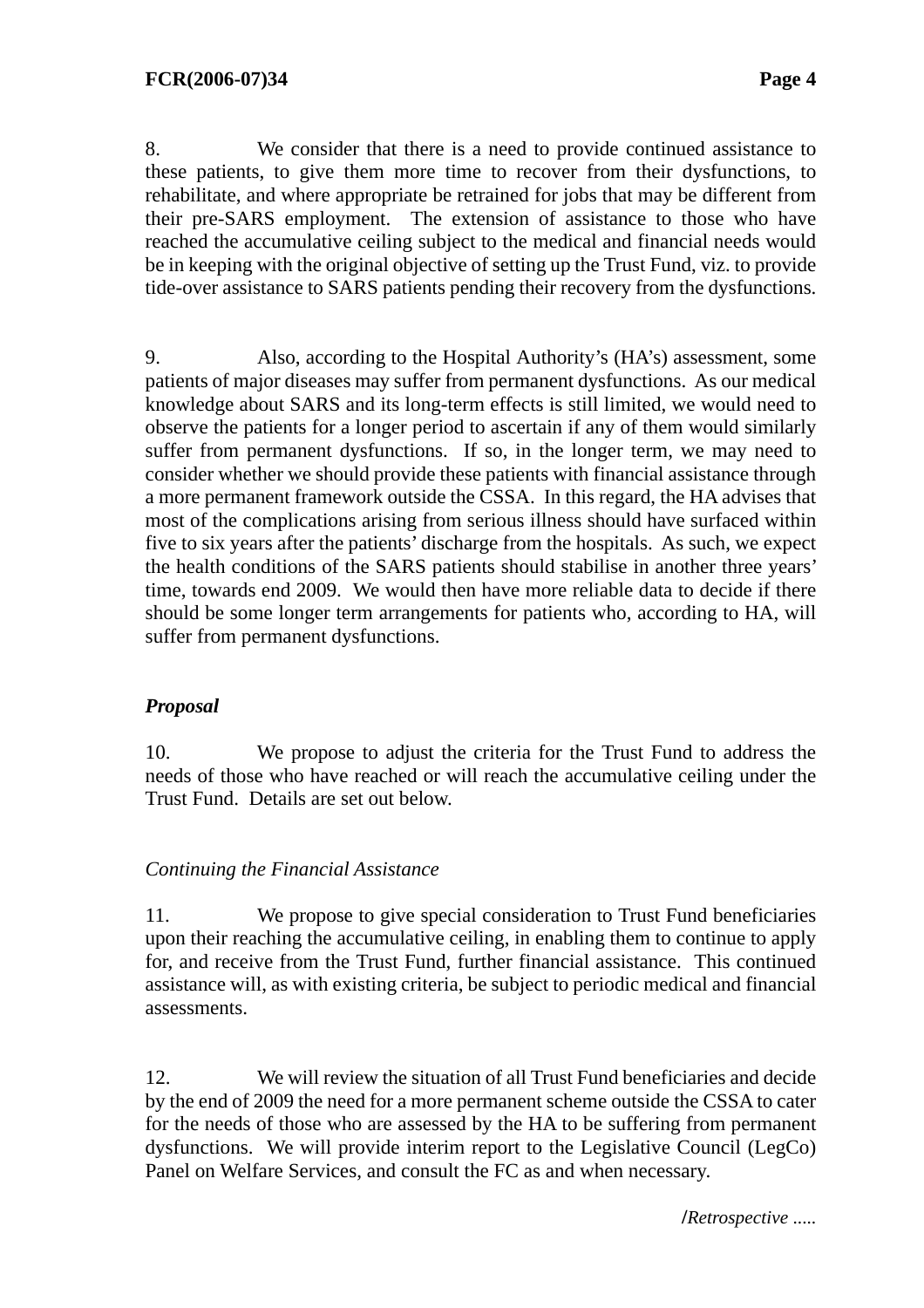8. We consider that there is a need to provide continued assistance to these patients, to give them more time to recover from their dysfunctions, to rehabilitate, and where appropriate be retrained for jobs that may be different from their pre-SARS employment. The extension of assistance to those who have reached the accumulative ceiling subject to the medical and financial needs would be in keeping with the original objective of setting up the Trust Fund, viz. to provide tide-over assistance to SARS patients pending their recovery from the dysfunctions.

9. Also, according to the Hospital Authority's (HA's) assessment, some patients of major diseases may suffer from permanent dysfunctions. As our medical knowledge about SARS and its long-term effects is still limited, we would need to observe the patients for a longer period to ascertain if any of them would similarly suffer from permanent dysfunctions. If so, in the longer term, we may need to consider whether we should provide these patients with financial assistance through a more permanent framework outside the CSSA. In this regard, the HA advises that most of the complications arising from serious illness should have surfaced within five to six years after the patients' discharge from the hospitals. As such, we expect the health conditions of the SARS patients should stabilise in another three years' time, towards end 2009. We would then have more reliable data to decide if there should be some longer term arrangements for patients who, according to HA, will suffer from permanent dysfunctions.

***Proposal***

10. We propose to adjust the criteria for the Trust Fund to address the needs of those who have reached or will reach the accumulative ceiling under the Trust Fund. Details are set out below.

*Continuing the Financial Assistance*

11. We propose to give special consideration to Trust Fund beneficiaries upon their reaching the accumulative ceiling, in enabling them to continue to apply for, and receive from the Trust Fund, further financial assistance. This continued assistance will, as with existing criteria, be subject to periodic medical and financial assessments.

12. We will review the situation of all Trust Fund beneficiaries and decide by the end of 2009 the need for a more permanent scheme outside the CSSA to cater for the needs of those who are assessed by the HA to be suffering from permanent dysfunctions. We will provide interim report to the Legislative Council (LegCo) Panel on Welfare Services, and consult the FC as and when necessary.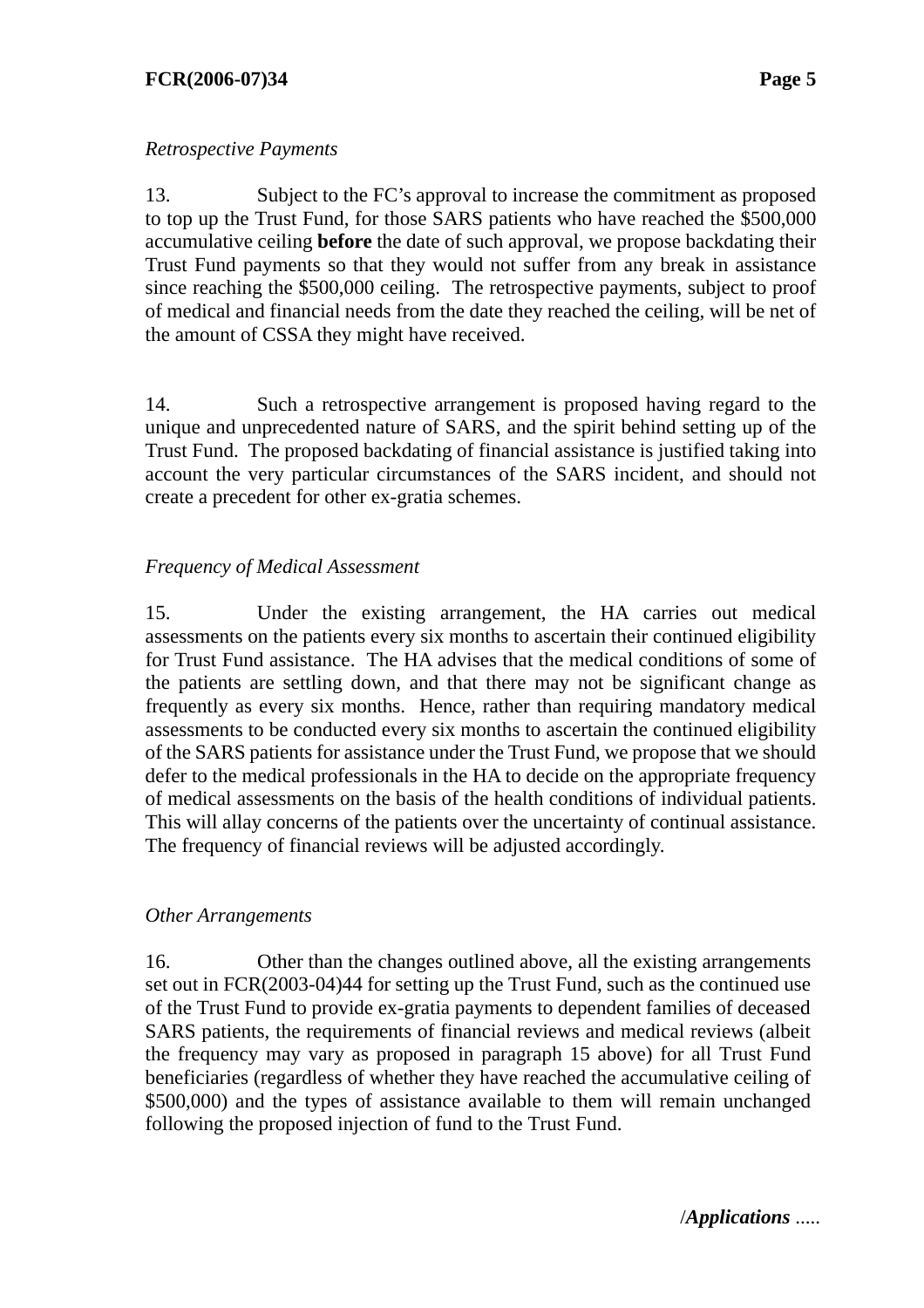*Retrospective Payments*

13. Subject to the FC's approval to increase the commitment as proposed to top up the Trust Fund, for those SARS patients who have reached the $500,000 accumulative ceiling **before** the date of such approval, we propose backdating their Trust Fund payments so that they would not suffer from any break in assistance since reaching the $500,000 ceiling. The retrospective payments, subject to proof of medical and financial needs from the date they reached the ceiling, will be net of the amount of CSSA they might have received.

14. Such a retrospective arrangement is proposed having regard to the unique and unprecedented nature of SARS, and the spirit behind setting up of the Trust Fund. The proposed backdating of financial assistance is justified taking into account the very particular circumstances of the SARS incident, and should not create a precedent for other ex-gratia schemes.

*Frequency of Medical Assessment*

15. Under the existing arrangement, the HA carries out medical assessments on the patients every six months to ascertain their continued eligibility for Trust Fund assistance. The HA advises that the medical conditions of some of the patients are settling down, and that there may not be significant change as frequently as every six months. Hence, rather than requiring mandatory medical assessments to be conducted every six months to ascertain the continued eligibility of the SARS patients for assistance under the Trust Fund, we propose that we should defer to the medical professionals in the HA to decide on the appropriate frequency of medical assessments on the basis of the health conditions of individual patients. This will allay concerns of the patients over the uncertainty of continual assistance. The frequency of financial reviews will be adjusted accordingly.

*Other Arrangements*

16. Other than the changes outlined above, all the existing arrangements set out in FCR(2003-04)44 for setting up the Trust Fund, such as the continued use of the Trust Fund to provide ex-gratia payments to dependent families of deceased SARS patients, the requirements of financial reviews and medical reviews (albeit the frequency may vary as proposed in paragraph 15 above) for all Trust Fund beneficiaries (regardless of whether they have reached the accumulative ceiling of $500,000) and the types of assistance available to them will remain unchanged following the proposed injection of fund to the Trust Fund.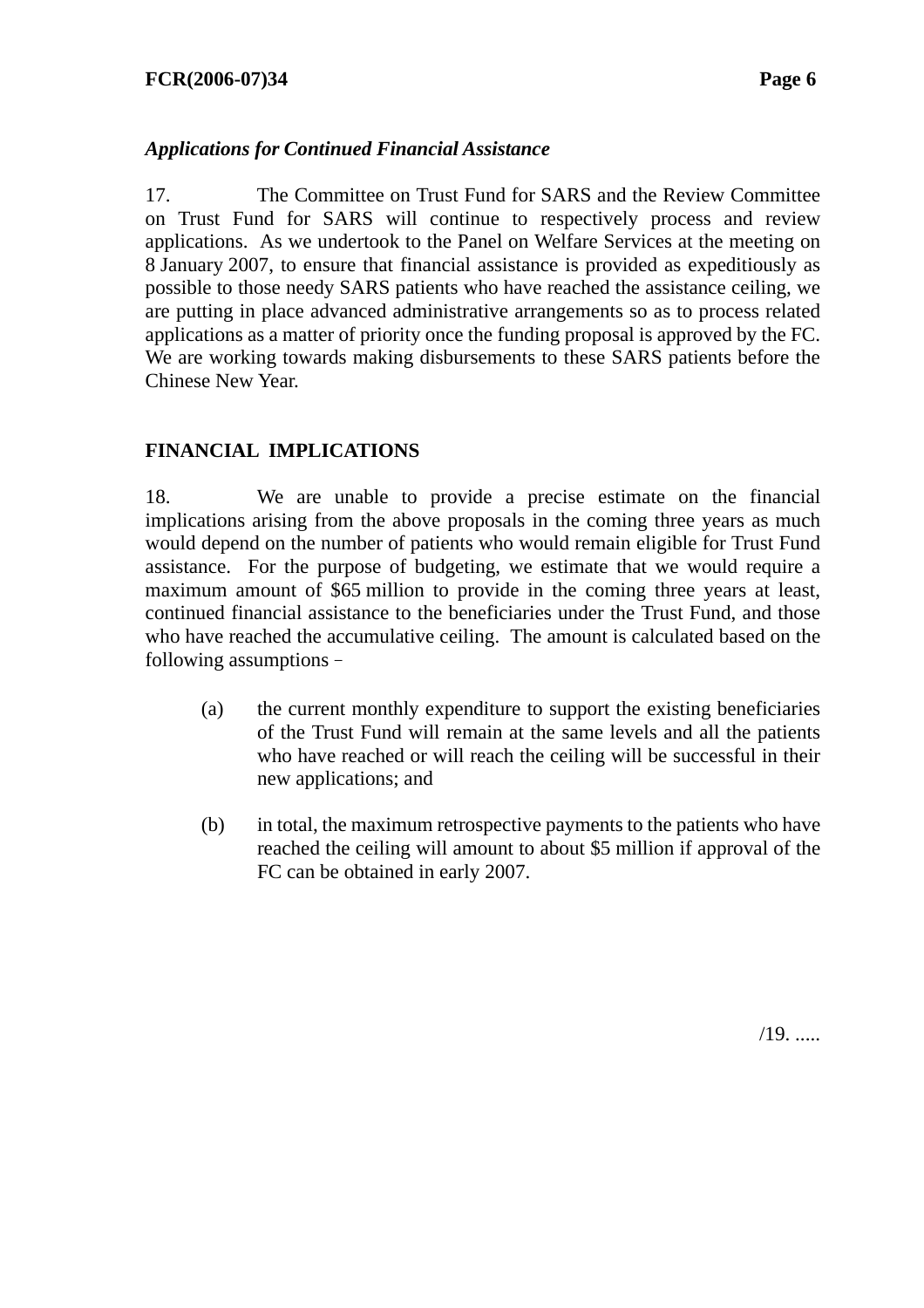*Applications for Continued Financial Assistance*

17. The Committee on Trust Fund for SARS and the Review Committee on Trust Fund for SARS will continue to respectively process and review applications. As we undertook to the Panel on Welfare Services at the meeting on 8 January 2007, to ensure that financial assistance is provided as expeditiously as possible to those needy SARS patients who have reached the assistance ceiling, we are putting in place advanced administrative arrangements so as to process related applications as a matter of priority once the funding proposal is approved by the FC. We are working towards making disbursements to these SARS patients before the Chinese New Year.

**FINANCIAL IMPLICATIONS**

18. We are unable to provide a precise estimate on the financial implications arising from the above proposals in the coming three years as much would depend on the number of patients who would remain eligible for Trust Fund assistance. For the purpose of budgeting, we estimate that we would require a maximum amount of $65 million to provide in the coming three years at least, continued financial assistance to the beneficiaries under the Trust Fund, and those who have reached the accumulative ceiling. The amount is calculated based on the following assumptions –

(a) the current monthly expenditure to support the existing beneficiaries of the Trust Fund will remain at the same levels and all the patients who have reached or will reach the ceiling will be successful in their new applications; and

(b) in total, the maximum retrospective payments to the patients who have reached the ceiling will amount to about $5 million if approval of the FC can be obtained in early 2007.

/19. .....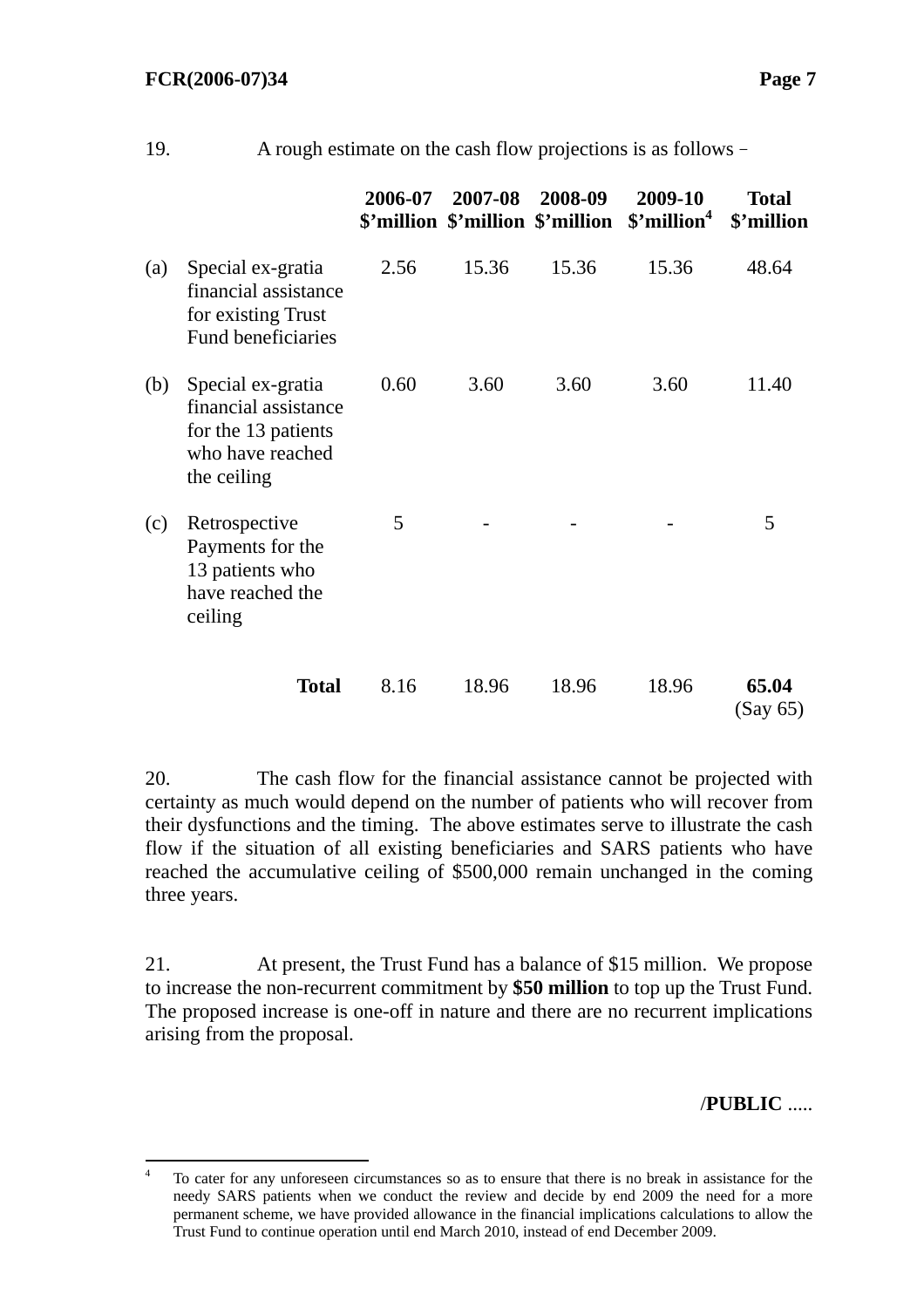19. A rough estimate on the cash flow projections is as follows –

| | | 2006-07 $'million | 2007-08 $'million | 2008-09 $'million | 2009-10 $'million[4] | Total $'million |
|---|---|---|---|---|---|---|
| (a) | Special ex-gratia financial assistance for existing Trust Fund beneficiaries | 2.56 | 15.36 | 15.36 | 15.36 | 48.64 |
| (b) | Special ex-gratia financial assistance for the 13 patients who have reached the ceiling | 0.60 | 3.60 | 3.60 | 3.60 | 11.40 |
| (c) | Retrospective Payments for the 13 patients who have reached the ceiling | 5 | - | - | - | 5 |
| | **Total** | 8.16 | 18.96 | 18.96 | 18.96 | **65.04** (Say 65) |

20. The cash flow for the financial assistance cannot be projected with certainty as much would depend on the number of patients who will recover from their dysfunctions and the timing. The above estimates serve to illustrate the cash flow if the situation of all existing beneficiaries and SARS patients who have reached the accumulative ceiling of $500,000 remain unchanged in the coming three years.

21. At present, the Trust Fund has a balance of $15 million. We propose to increase the non-recurrent commitment by **$50 million** to top up the Trust Fund. The proposed increase is one-off in nature and there are no recurrent implications arising from the proposal.

/**PUBLIC** .....

[4] To cater for any unforeseen circumstances so as to ensure that there is no break in assistance for the needy SARS patients when we conduct the review and decide by end 2009 the need for a more permanent scheme, we have provided allowance in the financial implications calculations to allow the Trust Fund to continue operation until end March 2010, instead of end December 2009.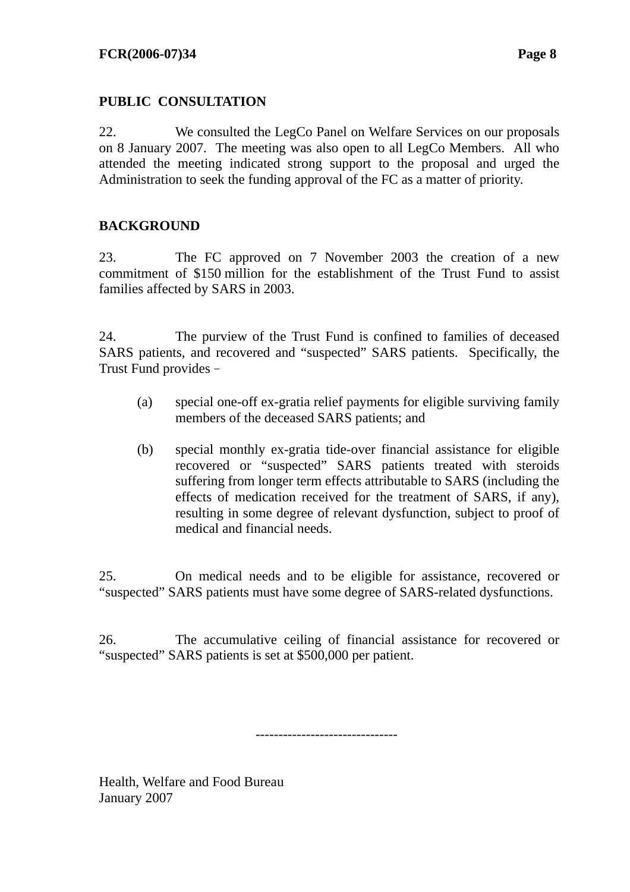## PUBLIC CONSULTATION

22. We consulted the LegCo Panel on Welfare Services on our proposals on 8 January 2007. The meeting was also open to all LegCo Members. All who attended the meeting indicated strong support to the proposal and urged the Administration to seek the funding approval of the FC as a matter of priority.

## BACKGROUND

23. The FC approved on 7 November 2003 the creation of a new commitment of $150 million for the establishment of the Trust Fund to assist families affected by SARS in 2003.

24. The purview of the Trust Fund is confined to families of deceased SARS patients, and recovered and "suspected" SARS patients. Specifically, the Trust Fund provides –

(a) special one-off ex-gratia relief payments for eligible surviving family members of the deceased SARS patients; and

(b) special monthly ex-gratia tide-over financial assistance for eligible recovered or "suspected" SARS patients treated with steroids suffering from longer term effects attributable to SARS (including the effects of medication received for the treatment of SARS, if any), resulting in some degree of relevant dysfunction, subject to proof of medical and financial needs.

25. On medical needs and to be eligible for assistance, recovered or "suspected" SARS patients must have some degree of SARS-related dysfunctions.

26. The accumulative ceiling of financial assistance for recovered or "suspected" SARS patients is set at $500,000 per patient.

------------------------------

Health, Welfare and Food Bureau
January 2007